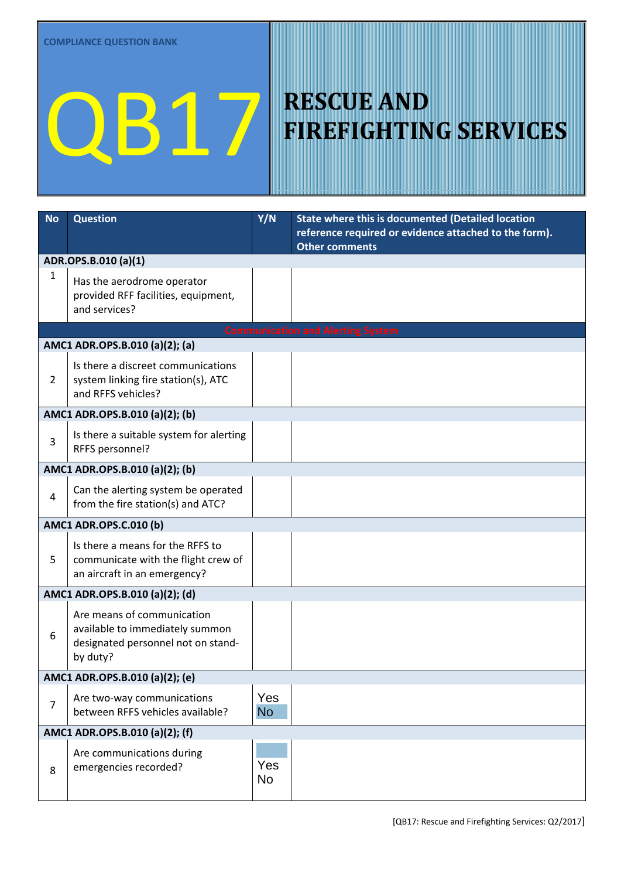COMPLIANCE QUESTION BANK

# QB17

# RESCUE AND FIREFIGHTING SERVICES

| No | Question | Y/N | State where this is documented (Detailed location reference required or evidence attached to the form). Other comments |
|---|---|---|---|
| **ADR.OPS.B.010 (a)(1)** | | | |
| 1 | Has the aerodrome operator provided RFF facilities, equipment, and services? | | |
| **Communication and Alerting System** | | | |
| **AMC1 ADR.OPS.B.010 (a)(2); (a)** | | | |
| 2 | Is there a discreet communications system linking fire station(s), ATC and RFFS vehicles? | | |
| **AMC1 ADR.OPS.B.010 (a)(2); (b)** | | | |
| 3 | Is there a suitable system for alerting RFFS personnel? | | |
| **AMC1 ADR.OPS.B.010 (a)(2); (b)** | | | |
| 4 | Can the alerting system be operated from the fire station(s) and ATC? | | |
| **AMC1 ADR.OPS.C.010 (b)** | | | |
| 5 | Is there a means for the RFFS to communicate with the flight crew of an aircraft in an emergency? | | |
| **AMC1 ADR.OPS.B.010 (a)(2); (d)** | | | |
| 6 | Are means of communication available to immediately summon designated personnel not on stand-by duty? | | |
| **AMC1 ADR.OPS.B.010 (a)(2); (e)** | | | |
| 7 | Are two-way communications between RFFS vehicles available? | Yes No | |
| **AMC1 ADR.OPS.B.010 (a)(2); (f)** | | | |
| 8 | Are communications during emergencies recorded? | Yes No | |

[QB17: Rescue and Firefighting Services: Q2/2017]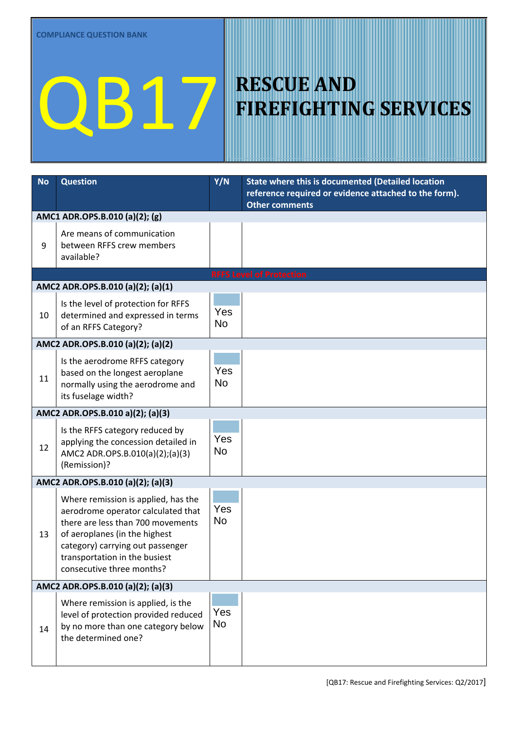COMPLIANCE QUESTION BANK

# QB17 RESCUE AND FIREFIGHTING SERVICES

| No | Question | Y/N | State where this is documented (Detailed location reference required or evidence attached to the form). Other comments |
|---|---|---|---|
| **AMC1 ADR.OPS.B.010 (a)(2); (g)** | | | |
| 9 | Are means of communication between RFFS crew members available? | | |
| **RFFS Level of Protection** | | | |
| **AMC2 ADR.OPS.B.010 (a)(2); (a)(1)** | | | |
| 10 | Is the level of protection for RFFS determined and expressed in terms of an RFFS Category? | Yes No | |
| **AMC2 ADR.OPS.B.010 (a)(2); (a)(2)** | | | |
| 11 | Is the aerodrome RFFS category based on the longest aeroplane normally using the aerodrome and its fuselage width? | Yes No | |
| **AMC2 ADR.OPS.B.010 a)(2); (a)(3)** | | | |
| 12 | Is the RFFS category reduced by applying the concession detailed in AMC2 ADR.OPS.B.010(a)(2);(a)(3) (Remission)? | Yes No | |
| **AMC2 ADR.OPS.B.010 (a)(2); (a)(3)** | | | |
| 13 | Where remission is applied, has the aerodrome operator calculated that there are less than 700 movements of aeroplanes (in the highest category) carrying out passenger transportation in the busiest consecutive three months? | Yes No | |
| **AMC2 ADR.OPS.B.010 (a)(2); (a)(3)** | | | |
| 14 | Where remission is applied, is the level of protection provided reduced by no more than one category below the determined one? | Yes No | |

[QB17: Rescue and Firefighting Services: Q2/2017]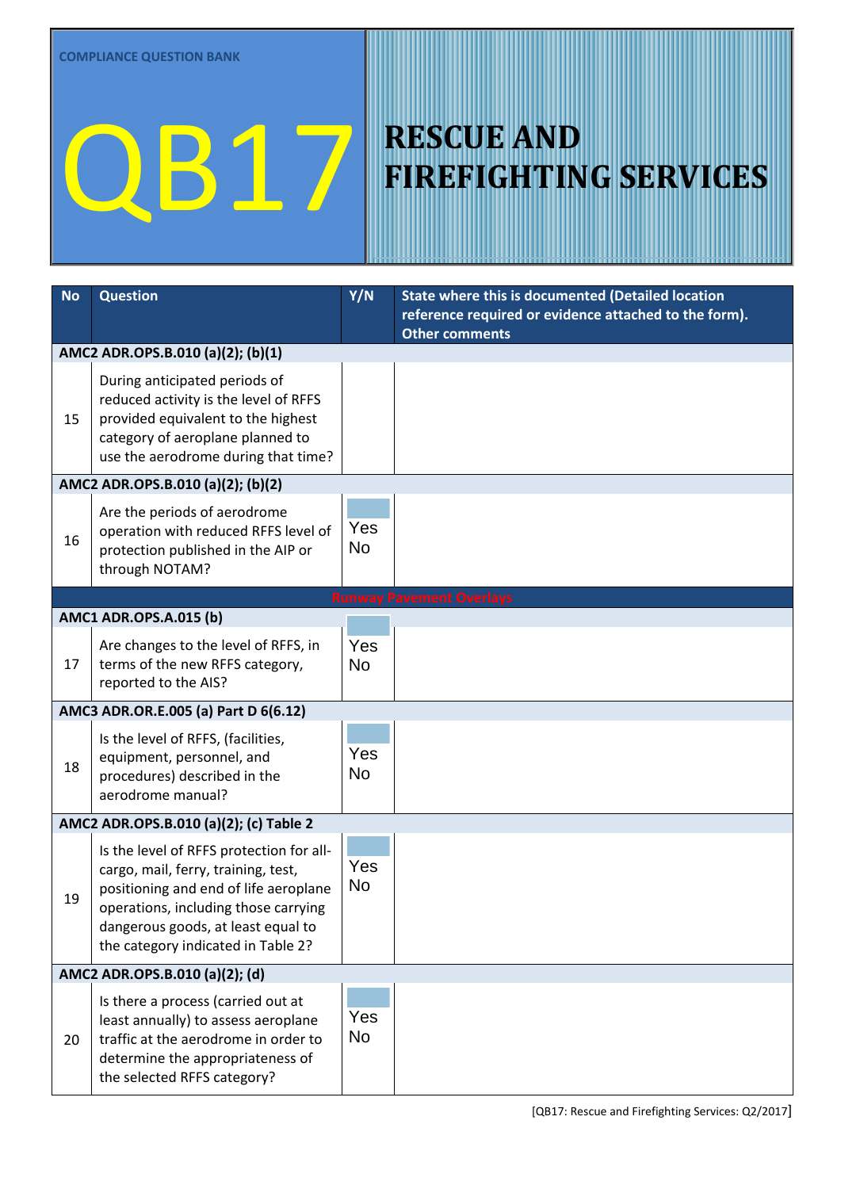COMPLIANCE QUESTION BANK

# QB17 RESCUE AND FIREFIGHTING SERVICES

| No | Question | Y/N | State where this is documented (Detailed location reference required or evidence attached to the form). Other comments |
|---|---|---|---|
| **AMC2 ADR.OPS.B.010 (a)(2); (b)(1)** | | | |
| 15 | During anticipated periods of reduced activity is the level of RFFS provided equivalent to the highest category of aeroplane planned to use the aerodrome during that time? | | |
| **AMC2 ADR.OPS.B.010 (a)(2); (b)(2)** | | | |
| 16 | Are the periods of aerodrome operation with reduced RFFS level of protection published in the AIP or through NOTAM? | Yes No | |
| **Runway Pavement Overlays** | | | |
| **AMC1 ADR.OPS.A.015 (b)** | | | |
| 17 | Are changes to the level of RFFS, in terms of the new RFFS category, reported to the AIS? | Yes No | |
| **AMC3 ADR.OR.E.005 (a) Part D 6(6.12)** | | | |
| 18 | Is the level of RFFS, (facilities, equipment, personnel, and procedures) described in the aerodrome manual? | Yes No | |
| **AMC2 ADR.OPS.B.010 (a)(2); (c) Table 2** | | | |
| 19 | Is the level of RFFS protection for all-cargo, mail, ferry, training, test, positioning and end of life aeroplane operations, including those carrying dangerous goods, at least equal to the category indicated in Table 2? | Yes No | |
| **AMC2 ADR.OPS.B.010 (a)(2); (d)** | | | |
| 20 | Is there a process (carried out at least annually) to assess aeroplane traffic at the aerodrome in order to determine the appropriateness of the selected RFFS category? | Yes No | |

[QB17: Rescue and Firefighting Services: Q2/2017]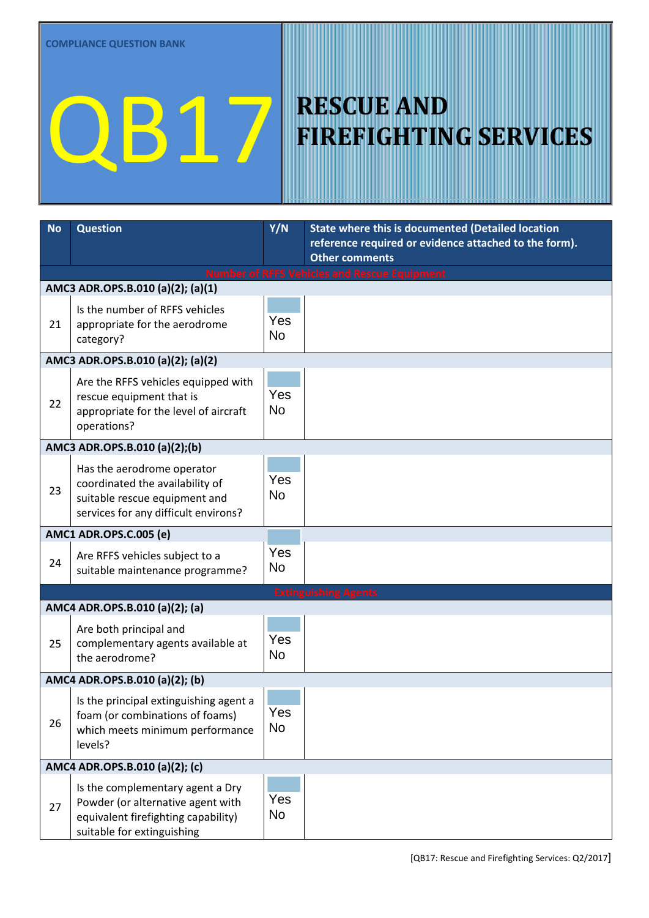COMPLIANCE QUESTION BANK

# QB17

# RESCUE AND FIREFIGHTING SERVICES

| No | Question | Y/N | State where this is documented (Detailed location reference required or evidence attached to the form). Other comments |
|---|---|---|---|
| **Number of RFFS Vehicles and Rescue Equipment** | | | |
| **AMC3 ADR.OPS.B.010 (a)(2); (a)(1)** | | | |
| 21 | Is the number of RFFS vehicles appropriate for the aerodrome category? | Yes No | |
| **AMC3 ADR.OPS.B.010 (a)(2); (a)(2)** | | | |
| 22 | Are the RFFS vehicles equipped with rescue equipment that is appropriate for the level of aircraft operations? | Yes No | |
| **AMC3 ADR.OPS.B.010 (a)(2);(b)** | | | |
| 23 | Has the aerodrome operator coordinated the availability of suitable rescue equipment and services for any difficult environs? | Yes No | |
| **AMC1 ADR.OPS.C.005 (e)** | | | |
| 24 | Are RFFS vehicles subject to a suitable maintenance programme? | Yes No | |
| **Extinguishing Agents** | | | |
| **AMC4 ADR.OPS.B.010 (a)(2); (a)** | | | |
| 25 | Are both principal and complementary agents available at the aerodrome? | Yes No | |
| **AMC4 ADR.OPS.B.010 (a)(2); (b)** | | | |
| 26 | Is the principal extinguishing agent a foam (or combinations of foams) which meets minimum performance levels? | Yes No | |
| **AMC4 ADR.OPS.B.010 (a)(2); (c)** | | | |
| 27 | Is the complementary agent a Dry Powder (or alternative agent with equivalent firefighting capability) suitable for extinguishing | Yes No | |

[QB17: Rescue and Firefighting Services: Q2/2017]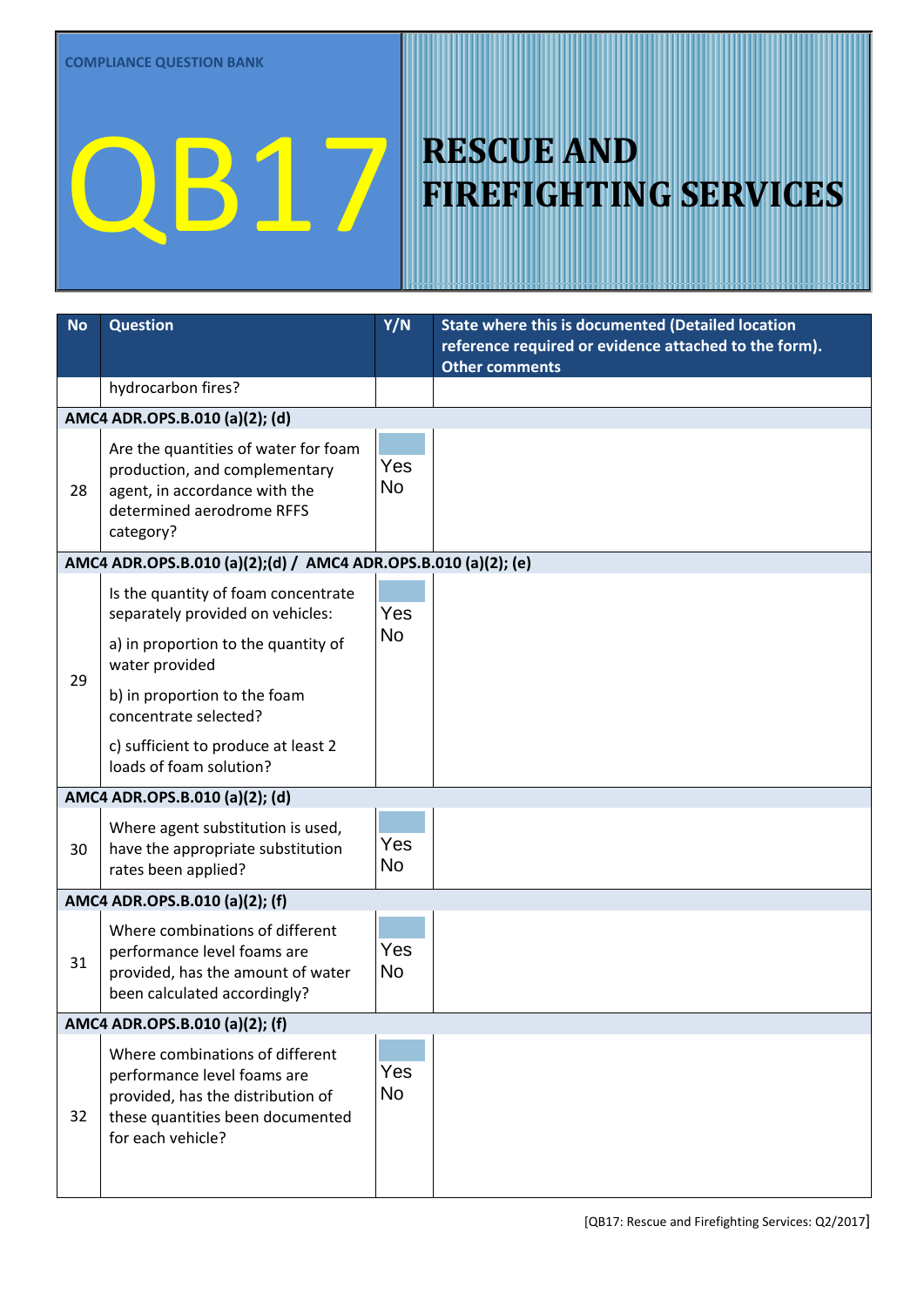COMPLIANCE QUESTION BANK

# QB17 RESCUE AND FIREFIGHTING SERVICES

| No | Question | Y/N | State where this is documented (Detailed location reference required or evidence attached to the form). Other comments |
|---|---|---|---|
| | hydrocarbon fires? | | |
| **AMC4 ADR.OPS.B.010 (a)(2); (d)** | | | |
| 28 | Are the quantities of water for foam production, and complementary agent, in accordance with the determined aerodrome RFFS category? | Yes No | |
| **AMC4 ADR.OPS.B.010 (a)(2);(d) / AMC4 ADR.OPS.B.010 (a)(2); (e)** | | | |
| 29 | Is the quantity of foam concentrate separately provided on vehicles:<br>a) in proportion to the quantity of water provided<br>b) in proportion to the foam concentrate selected?<br>c) sufficient to produce at least 2 loads of foam solution? | Yes No | |
| **AMC4 ADR.OPS.B.010 (a)(2); (d)** | | | |
| 30 | Where agent substitution is used, have the appropriate substitution rates been applied? | Yes No | |
| **AMC4 ADR.OPS.B.010 (a)(2); (f)** | | | |
| 31 | Where combinations of different performance level foams are provided, has the amount of water been calculated accordingly? | Yes No | |
| **AMC4 ADR.OPS.B.010 (a)(2); (f)** | | | |
| 32 | Where combinations of different performance level foams are provided, has the distribution of these quantities been documented for each vehicle? | Yes No | |

[QB17: Rescue and Firefighting Services: Q2/2017]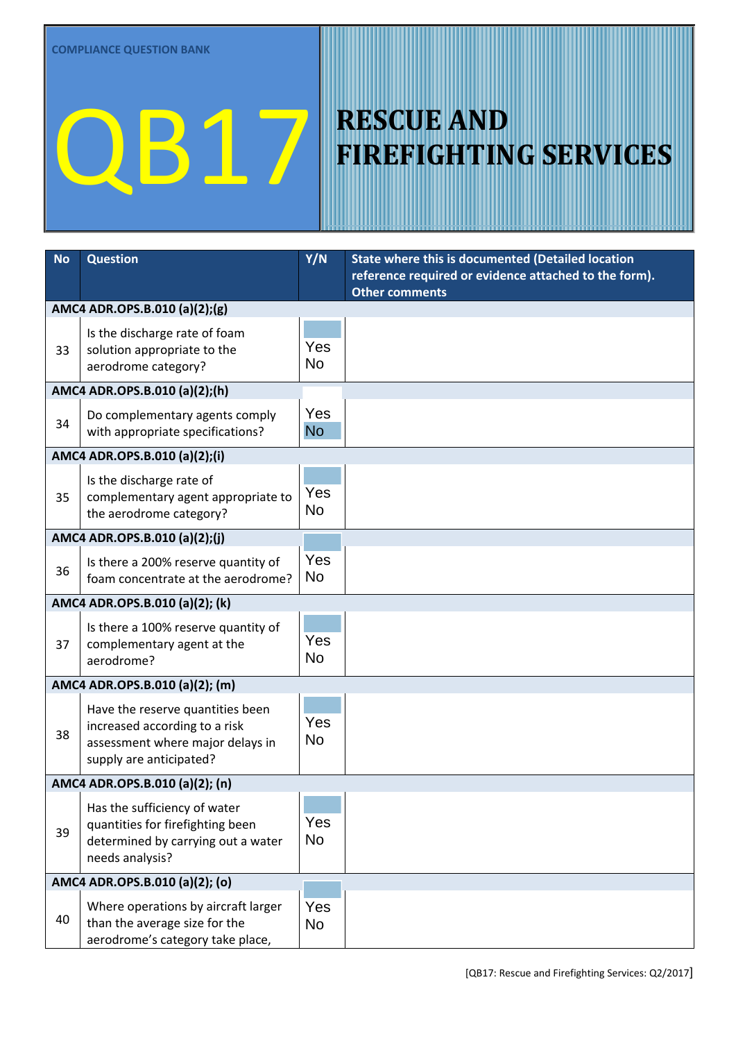COMPLIANCE QUESTION BANK

# QB17

# RESCUE AND FIREFIGHTING SERVICES

| No | Question | Y/N | State where this is documented (Detailed location reference required or evidence attached to the form). Other comments |
|---|---|---|---|
| **AMC4 ADR.OPS.B.010 (a)(2);(g)** | | | |
| 33 | Is the discharge rate of foam solution appropriate to the aerodrome category? | Yes No | |
| **AMC4 ADR.OPS.B.010 (a)(2);(h)** | | | |
| 34 | Do complementary agents comply with appropriate specifications? | Yes No | |
| **AMC4 ADR.OPS.B.010 (a)(2);(i)** | | | |
| 35 | Is the discharge rate of complementary agent appropriate to the aerodrome category? | Yes No | |
| **AMC4 ADR.OPS.B.010 (a)(2);(j)** | | | |
| 36 | Is there a 200% reserve quantity of foam concentrate at the aerodrome? | Yes No | |
| **AMC4 ADR.OPS.B.010 (a)(2); (k)** | | | |
| 37 | Is there a 100% reserve quantity of complementary agent at the aerodrome? | Yes No | |
| **AMC4 ADR.OPS.B.010 (a)(2); (m)** | | | |
| 38 | Have the reserve quantities been increased according to a risk assessment where major delays in supply are anticipated? | Yes No | |
| **AMC4 ADR.OPS.B.010 (a)(2); (n)** | | | |
| 39 | Has the sufficiency of water quantities for firefighting been determined by carrying out a water needs analysis? | Yes No | |
| **AMC4 ADR.OPS.B.010 (a)(2); (o)** | | | |
| 40 | Where operations by aircraft larger than the average size for the aerodrome's category take place, | Yes No | |

[QB17: Rescue and Firefighting Services: Q2/2017]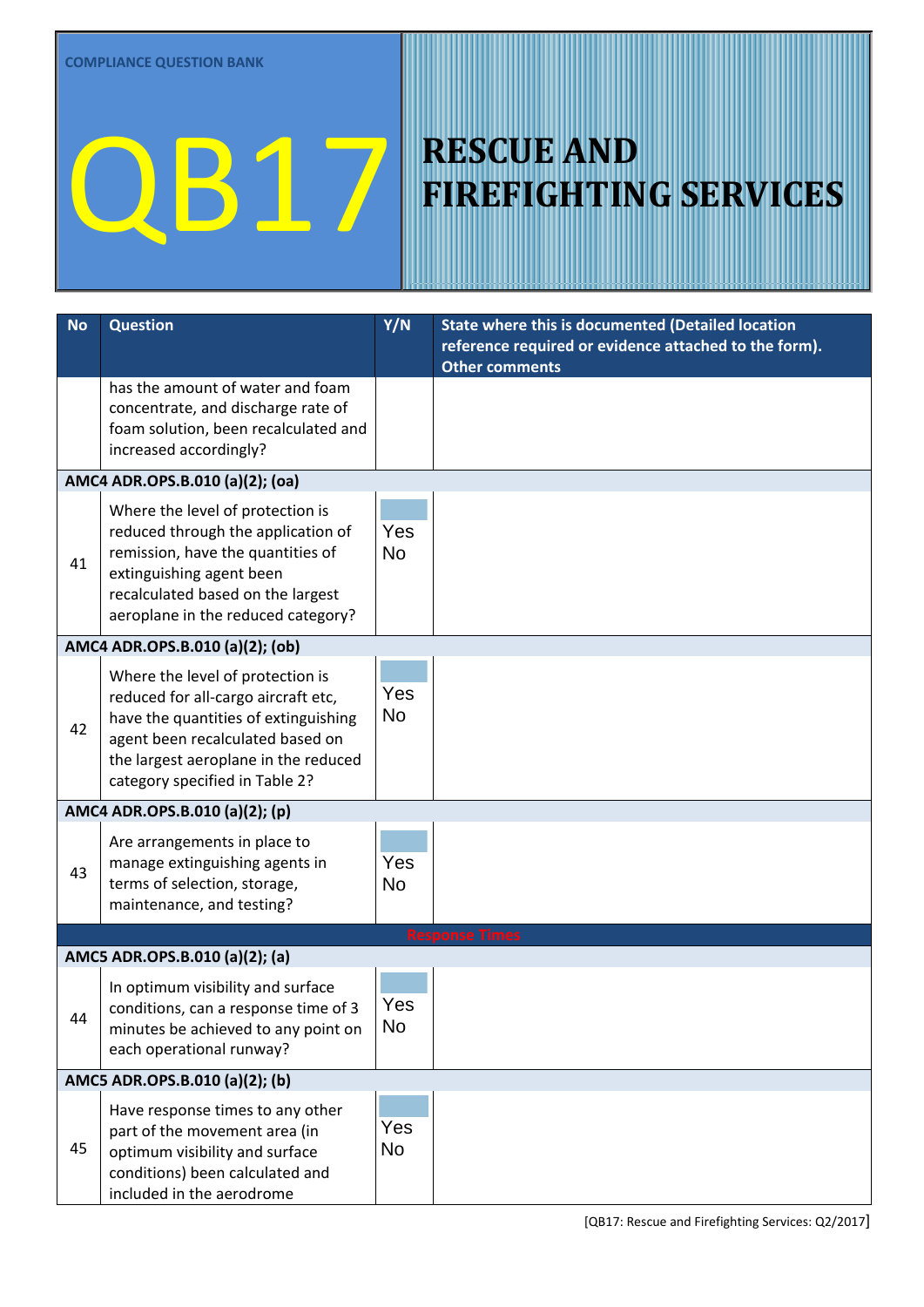COMPLIANCE QUESTION BANK

# QB17 RESCUE AND FIREFIGHTING SERVICES

| No | Question | Y/N | State where this is documented (Detailed location reference required or evidence attached to the form). Other comments |
|---|---|---|---|
| | has the amount of water and foam concentrate, and discharge rate of foam solution, been recalculated and increased accordingly? | | |
| **AMC4 ADR.OPS.B.010 (a)(2); (oa)** | | | |
| 41 | Where the level of protection is reduced through the application of remission, have the quantities of extinguishing agent been recalculated based on the largest aeroplane in the reduced category? | Yes No | |
| **AMC4 ADR.OPS.B.010 (a)(2); (ob)** | | | |
| 42 | Where the level of protection is reduced for all-cargo aircraft etc, have the quantities of extinguishing agent been recalculated based on the largest aeroplane in the reduced category specified in Table 2? | Yes No | |
| **AMC4 ADR.OPS.B.010 (a)(2); (p)** | | | |
| 43 | Are arrangements in place to manage extinguishing agents in terms of selection, storage, maintenance, and testing? | Yes No | |
| **Response Times** | | | |
| **AMC5 ADR.OPS.B.010 (a)(2); (a)** | | | |
| 44 | In optimum visibility and surface conditions, can a response time of 3 minutes be achieved to any point on each operational runway? | Yes No | |
| **AMC5 ADR.OPS.B.010 (a)(2); (b)** | | | |
| 45 | Have response times to any other part of the movement area (in optimum visibility and surface conditions) been calculated and included in the aerodrome | Yes No | |

[QB17: Rescue and Firefighting Services: Q2/2017]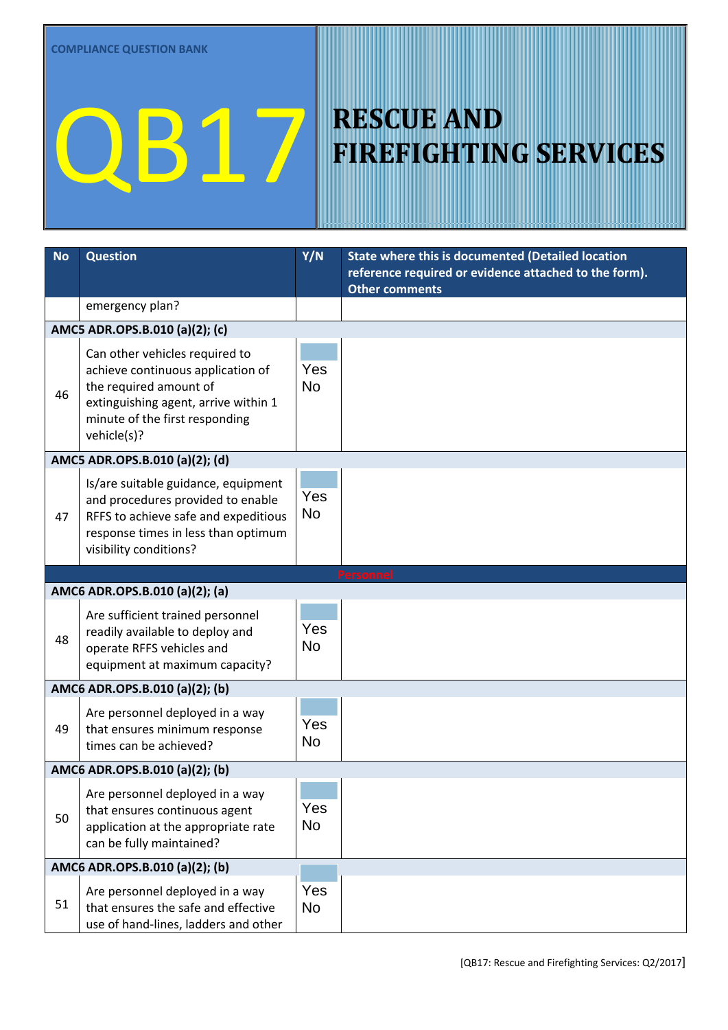COMPLIANCE QUESTION BANK

# QB17 RESCUE AND FIREFIGHTING SERVICES

| No | Question | Y/N | State where this is documented (Detailed location reference required or evidence attached to the form). Other comments |
|---|---|---|---|
| | emergency plan? | | |
| **AMC5 ADR.OPS.B.010 (a)(2); (c)** | | | |
| 46 | Can other vehicles required to achieve continuous application of the required amount of extinguishing agent, arrive within 1 minute of the first responding vehicle(s)? | Yes No | |
| **AMC5 ADR.OPS.B.010 (a)(2); (d)** | | | |
| 47 | Is/are suitable guidance, equipment and procedures provided to enable RFFS to achieve safe and expeditious response times in less than optimum visibility conditions? | Yes No | |
| **Personnel** | | | |
| **AMC6 ADR.OPS.B.010 (a)(2); (a)** | | | |
| 48 | Are sufficient trained personnel readily available to deploy and operate RFFS vehicles and equipment at maximum capacity? | Yes No | |
| **AMC6 ADR.OPS.B.010 (a)(2); (b)** | | | |
| 49 | Are personnel deployed in a way that ensures minimum response times can be achieved? | Yes No | |
| **AMC6 ADR.OPS.B.010 (a)(2); (b)** | | | |
| 50 | Are personnel deployed in a way that ensures continuous agent application at the appropriate rate can be fully maintained? | Yes No | |
| **AMC6 ADR.OPS.B.010 (a)(2); (b)** | | | |
| 51 | Are personnel deployed in a way that ensures the safe and effective use of hand-lines, ladders and other | Yes No | |

[QB17: Rescue and Firefighting Services: Q2/2017]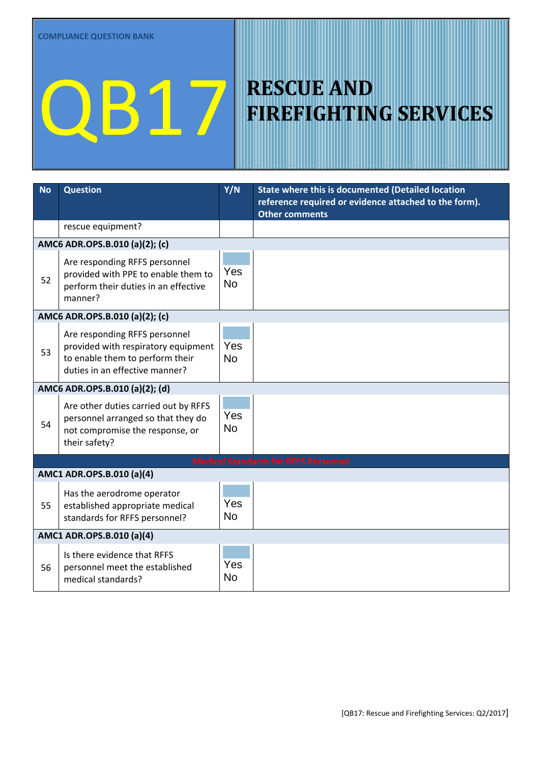COMPLIANCE QUESTION BANK

# QB17

# RESCUE AND FIREFIGHTING SERVICES

| No | Question | Y/N | State where this is documented (Detailed location reference required or evidence attached to the form). Other comments |
|---|---|---|---|
| | rescue equipment? | | |
| **AMC6 ADR.OPS.B.010 (a)(2); (c)** | | | |
| 52 | Are responding RFFS personnel provided with PPE to enable them to perform their duties in an effective manner? | Yes No | |
| **AMC6 ADR.OPS.B.010 (a)(2); (c)** | | | |
| 53 | Are responding RFFS personnel provided with respiratory equipment to enable them to perform their duties in an effective manner? | Yes No | |
| **AMC6 ADR.OPS.B.010 (a)(2); (d)** | | | |
| 54 | Are other duties carried out by RFFS personnel arranged so that they do not compromise the response, or their safety? | Yes No | |
| **Medical Standards for RFFS Personnel** | | | |
| **AMC1 ADR.OPS.B.010 (a)(4)** | | | |
| 55 | Has the aerodrome operator established appropriate medical standards for RFFS personnel? | Yes No | |
| **AMC1 ADR.OPS.B.010 (a)(4)** | | | |
| 56 | Is there evidence that RFFS personnel meet the established medical standards? | Yes No | |